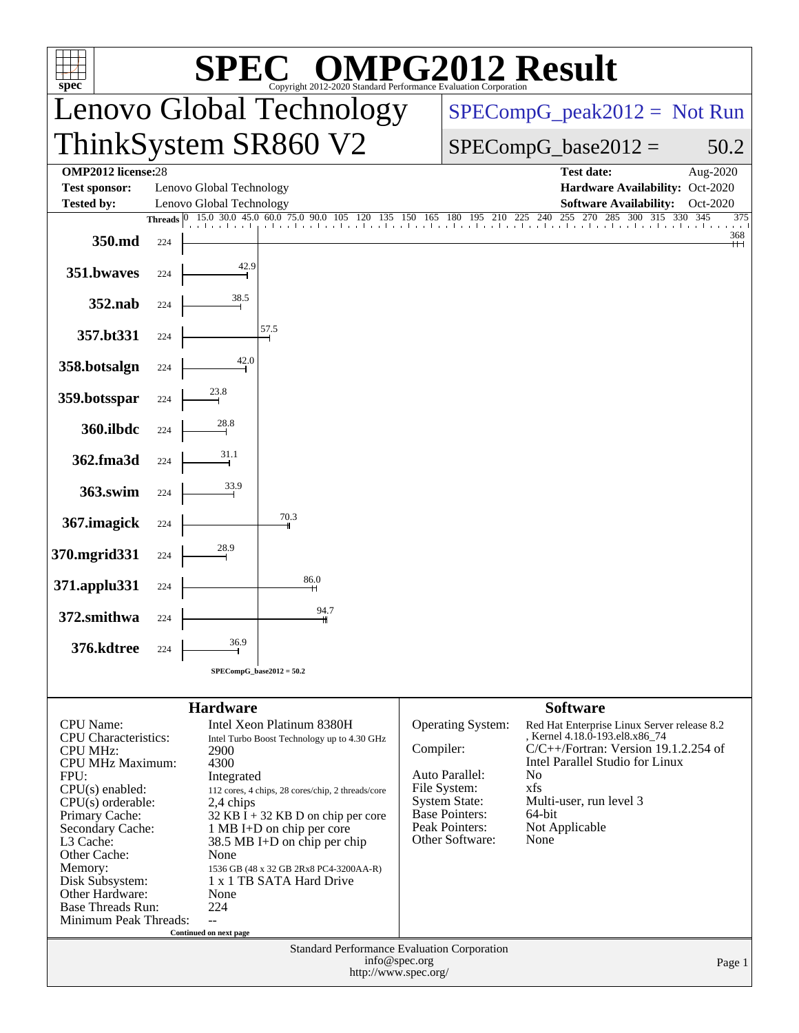# SPEC OMPG2012 Result

Copyright 2012-2020 Standard Performance Evaluation Corporation

## Lenovo Global Technology
## ThinkSystem SR860 V2

SPECompG_peak2012 = Not Run

SPECompG_base2012 = 50.2

| | | | |
|---|---|---|---|
| **OMP2012 license:** | 28 | **Test date:** | Aug-2020 |
| **Test sponsor:** | Lenovo Global Technology | **Hardware Availability:** | Oct-2020 |
| **Tested by:** | Lenovo Global Technology | **Software Availability:** | Oct-2020 |

| Benchmark | Threads | Base Ratio |
|---|---|---|
| 350.md | 224 | 368 |
| 351.bwaves | 224 | 42.9 |
| 352.nab | 224 | 38.5 |
| 357.bt331 | 224 | 57.5 |
| 358.botsalgn | 224 | 42.0 |
| 359.botsspar | 224 | 23.8 |
| 360.ilbdc | 224 | 28.8 |
| 362.fma3d | 224 | 31.1 |
| 363.swim | 224 | 33.9 |
| 367.imagick | 224 | 70.3 |
| 370.mgrid331 | 224 | 28.9 |
| 371.applu331 | 224 | 86.0 |
| 372.smithwa | 224 | 94.7 |
| 376.kdtree | 224 | 36.9 |

SPECompG_base2012 = 50.2

### Hardware

| | |
|---|---|
| CPU Name: | Intel Xeon Platinum 8380H |
| CPU Characteristics: | Intel Turbo Boost Technology up to 4.30 GHz |
| CPU MHz: | 2900 |
| CPU MHz Maximum: | 4300 |
| FPU: | Integrated |
| CPU(s) enabled: | 112 cores, 4 chips, 28 cores/chip, 2 threads/core |
| CPU(s) orderable: | 2,4 chips |
| Primary Cache: | 32 KB I + 32 KB D on chip per core |
| Secondary Cache: | 1 MB I+D on chip per core |
| L3 Cache: | 38.5 MB I+D on chip per chip |
| Other Cache: | None |
| Memory: | 1536 GB (48 x 32 GB 2Rx8 PC4-3200AA-R) |
| Disk Subsystem: | 1 x 1 TB SATA Hard Drive |
| Other Hardware: | None |
| Base Threads Run: | 224 |
| Minimum Peak Threads: | -- |

Continued on next page

### Software

| | |
|---|---|
| Operating System: | Red Hat Enterprise Linux Server release 8.2, Kernel 4.18.0-193.el8.x86_74 |
| Compiler: | C/C++/Fortran: Version 19.1.2.254 of Intel Parallel Studio for Linux |
| Auto Parallel: | No |
| File System: | xfs |
| System State: | Multi-user, run level 3 |
| Base Pointers: | 64-bit |
| Peak Pointers: | Not Applicable |
| Other Software: | None |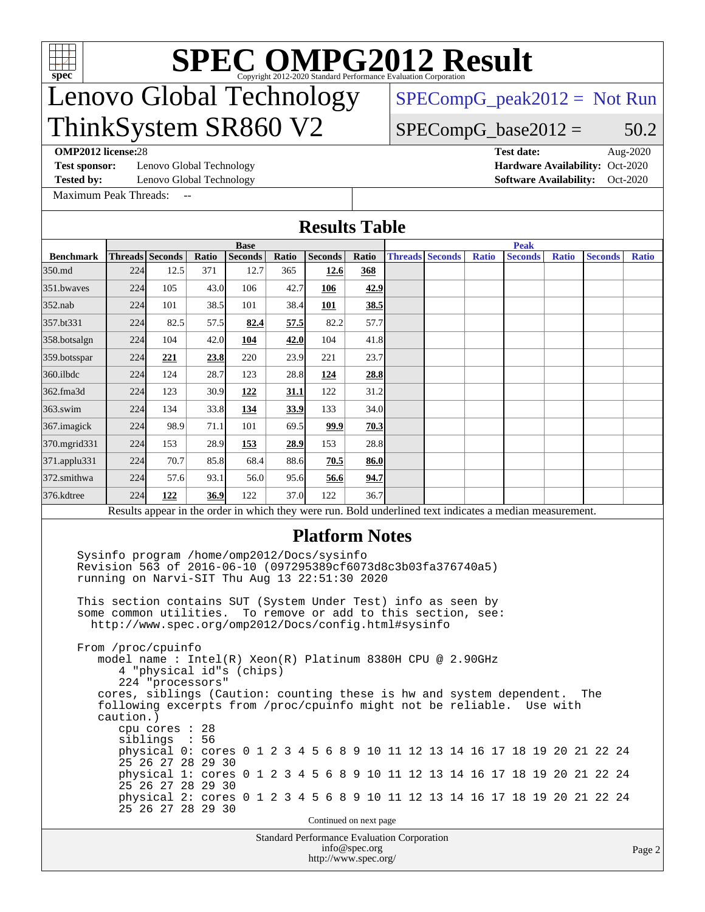# SPEC OMPG2012 Result

Copyright 2012-2020 Standard Performance Evaluation Corporation

## Lenovo Global Technology
## ThinkSystem SR860 V2

SPECompG_peak2012 = Not Run

SPECompG_base2012 = 50.2

**OMP2012 license:** 28
**Test sponsor:** Lenovo Global Technology
**Tested by:** Lenovo Global Technology
Maximum Peak Threads: --

**Test date:** Aug-2020
**Hardware Availability:** Oct-2020
**Software Availability:** Oct-2020

### Results Table

| Benchmark | Base | | | | | | | Peak | | | | | | |
|---|---|---|---|---|---|---|---|---|---|---|---|---|---|---|
| | Threads | Seconds | Ratio | Seconds | Ratio | Seconds | Ratio | Threads | Seconds | Ratio | Seconds | Ratio | Seconds | Ratio |
| 350.md | 224 | 12.5 | 371 | 12.7 | 365 | **12.6** | **368** | | | | | | | |
| 351.bwaves | 224 | 105 | 43.0 | 106 | 42.7 | **106** | **42.9** | | | | | | | |
| 352.nab | 224 | 101 | 38.5 | 101 | 38.4 | **101** | **38.5** | | | | | | | |
| 357.bt331 | 224 | 82.5 | 57.5 | **82.4** | **57.5** | 82.2 | 57.7 | | | | | | | |
| 358.botsalgn | 224 | 104 | 42.0 | **104** | **42.0** | 104 | 41.8 | | | | | | | |
| 359.botsspar | 224 | **221** | **23.8** | 220 | 23.9 | 221 | 23.7 | | | | | | | |
| 360.ilbdc | 224 | 124 | 28.7 | 123 | 28.8 | **124** | **28.8** | | | | | | | |
| 362.fma3d | 224 | 123 | 30.9 | **122** | **31.1** | 122 | 31.2 | | | | | | | |
| 363.swim | 224 | 134 | 33.8 | **134** | **33.9** | 133 | 34.0 | | | | | | | |
| 367.imagick | 224 | 98.9 | 71.1 | 101 | 69.5 | **99.9** | **70.3** | | | | | | | |
| 370.mgrid331 | 224 | 153 | 28.9 | **153** | **28.9** | 153 | 28.8 | | | | | | | |
| 371.applu331 | 224 | 70.7 | 85.8 | 68.4 | 88.6 | **70.5** | **86.0** | | | | | | | |
| 372.smithwa | 224 | 57.6 | 93.1 | 56.0 | 95.6 | **56.6** | **94.7** | | | | | | | |
| 376.kdtree | 224 | **122** | **36.9** | 122 | 37.0 | 122 | 36.7 | | | | | | | |

Results appear in the order in which they were run. Bold underlined text indicates a median measurement.

### Platform Notes

```
Sysinfo program /home/omp2012/Docs/sysinfo
Revision 563 of 2016-06-10 (097295389cf6073d8c3b03fa376740a5)
running on Narvi-SIT Thu Aug 13 22:51:30 2020

This section contains SUT (System Under Test) info as seen by
some common utilities.  To remove or add to this section, see:
  http://www.spec.org/omp2012/Docs/config.html#sysinfo

From /proc/cpuinfo
   model name : Intel(R) Xeon(R) Platinum 8380H CPU @ 2.90GHz
      4 "physical id"s (chips)
      224 "processors"
   cores, siblings (Caution: counting these is hw and system dependent.  The
   following excerpts from /proc/cpuinfo might not be reliable.  Use with
   caution.)
      cpu cores : 28
      siblings  : 56
      physical 0: cores 0 1 2 3 4 5 6 8 9 10 11 12 13 14 16 17 18 19 20 21 22 24
      25 26 27 28 29 30
      physical 1: cores 0 1 2 3 4 5 6 8 9 10 11 12 13 14 16 17 18 19 20 21 22 24
      25 26 27 28 29 30
      physical 2: cores 0 1 2 3 4 5 6 8 9 10 11 12 13 14 16 17 18 19 20 21 22 24
      25 26 27 28 29 30
```

Continued on next page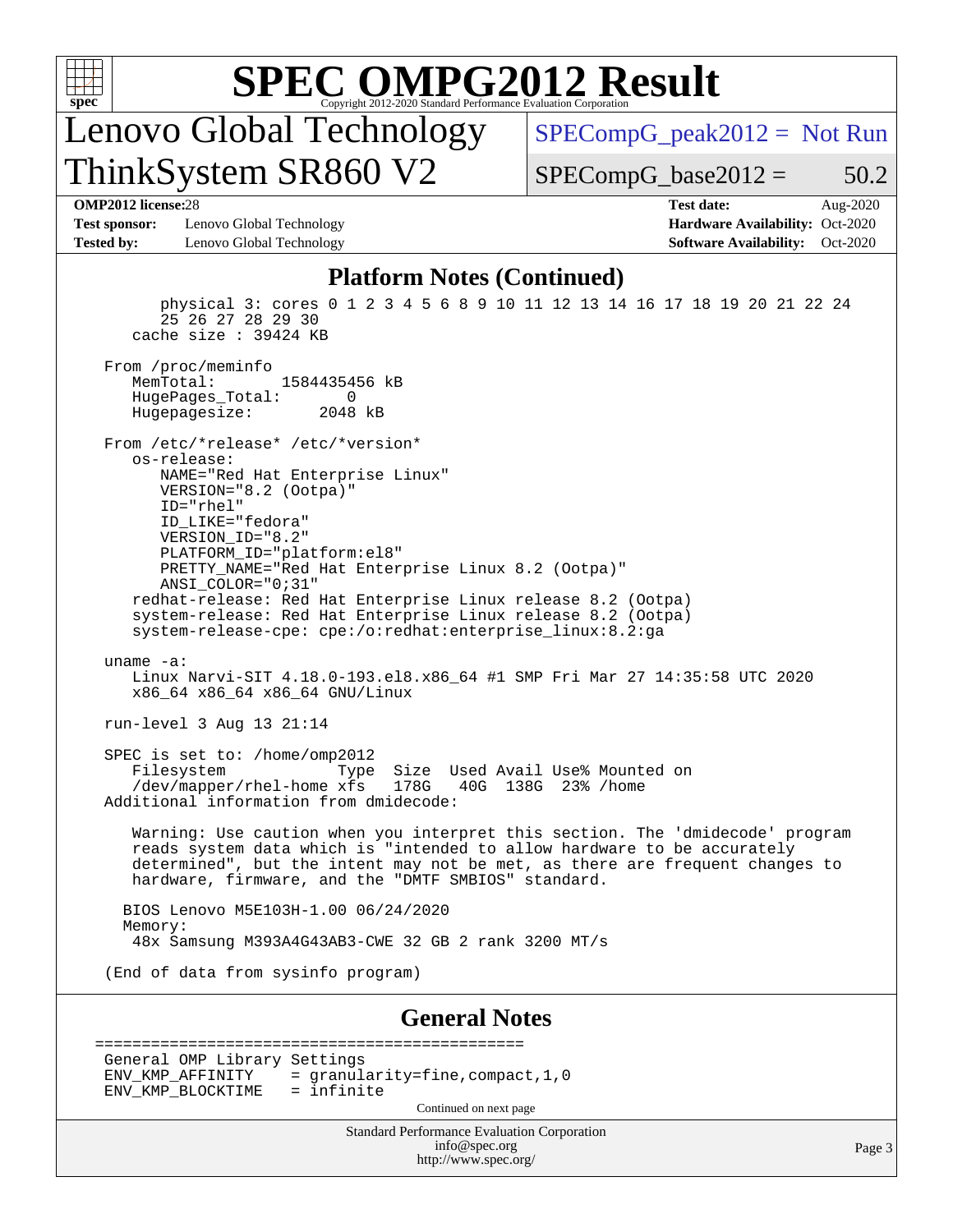# SPEC OMPG2012 Result

Copyright 2012-2020 Standard Performance Evaluation Corporation

## Lenovo Global Technology ThinkSystem SR860 V2

SPECompG_peak2012 = Not Run

SPECompG_base2012 = 50.2

**OMP2012 license:** 28
**Test sponsor:** Lenovo Global Technology
**Tested by:** Lenovo Global Technology

**Test date:** Aug-2020
**Hardware Availability:** Oct-2020
**Software Availability:** Oct-2020

### Platform Notes (Continued)

```
        physical 3: cores 0 1 2 3 4 5 6 8 9 10 11 12 13 14 16 17 18 19 20 21 22 24
        25 26 27 28 29 30
     cache size : 39424 KB

  From /proc/meminfo
     MemTotal:       1584435456 kB
     HugePages_Total:       0
     Hugepagesize:       2048 kB

  From /etc/*release* /etc/*version*
     os-release:
        NAME="Red Hat Enterprise Linux"
        VERSION="8.2 (Ootpa)"
        ID="rhel"
        ID_LIKE="fedora"
        VERSION_ID="8.2"
        PLATFORM_ID="platform:el8"
        PRETTY_NAME="Red Hat Enterprise Linux 8.2 (Ootpa)"
        ANSI_COLOR="0;31"
     redhat-release: Red Hat Enterprise Linux release 8.2 (Ootpa)
     system-release: Red Hat Enterprise Linux release 8.2 (Ootpa)
     system-release-cpe: cpe:/o:redhat:enterprise_linux:8.2:ga

  uname -a:
     Linux Narvi-SIT 4.18.0-193.el8.x86_64 #1 SMP Fri Mar 27 14:35:58 UTC 2020
     x86_64 x86_64 x86_64 GNU/Linux

  run-level 3 Aug 13 21:14

  SPEC is set to: /home/omp2012
     Filesystem            Type  Size  Used Avail Use% Mounted on
     /dev/mapper/rhel-home xfs   178G   40G  138G  23% /home
  Additional information from dmidecode:

     Warning: Use caution when you interpret this section. The 'dmidecode' program
     reads system data which is "intended to allow hardware to be accurately
     determined", but the intent may not be met, as there are frequent changes to
     hardware, firmware, and the "DMTF SMBIOS" standard.

    BIOS Lenovo M5E103H-1.00 06/24/2020
    Memory:
     48x Samsung M393A4G43AB3-CWE 32 GB 2 rank 3200 MT/s

  (End of data from sysinfo program)
```

### General Notes

```
==============================================
General OMP Library Settings
ENV_KMP_AFFINITY    = granularity=fine,compact,1,0
ENV_KMP_BLOCKTIME   = infinite
```

Continued on next page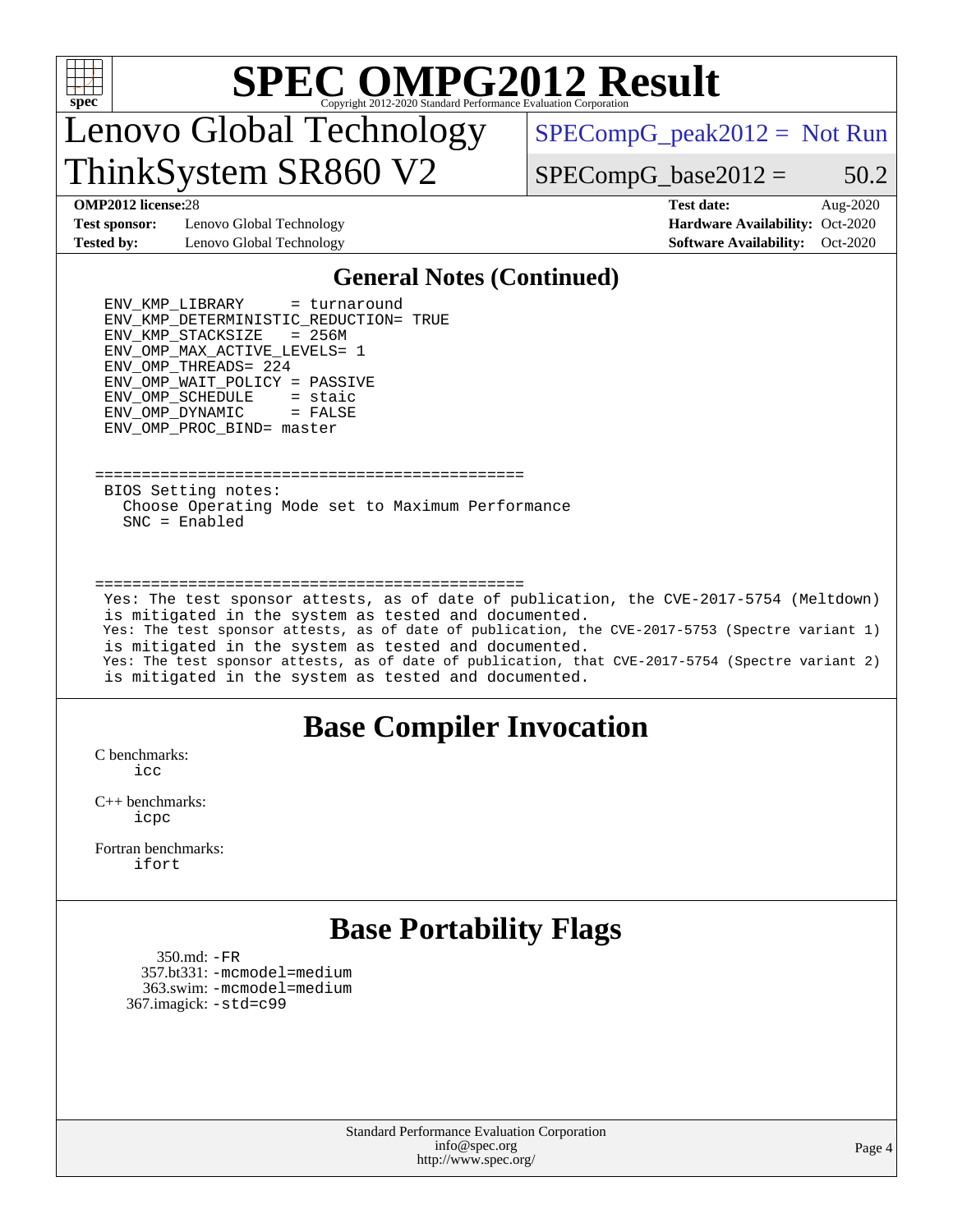# SPEC OMPG2012 Result

## Lenovo Global Technology
## ThinkSystem SR860 V2

SPECompG_peak2012 = Not Run

SPECompG_base2012 = 50.2

**OMP2012 license:** 28
**Test sponsor:** Lenovo Global Technology
**Tested by:** Lenovo Global Technology

**Test date:** Aug-2020
**Hardware Availability:** Oct-2020
**Software Availability:** Oct-2020

## General Notes (Continued)

```
ENV_KMP_LIBRARY     = turnaround
ENV_KMP_DETERMINISTIC_REDUCTION= TRUE
ENV_KMP_STACKSIZE   = 256M
ENV_OMP_MAX_ACTIVE_LEVELS= 1
ENV_OMP_THREADS= 224
ENV_OMP_WAIT_POLICY = PASSIVE
ENV_OMP_SCHEDULE    = staic
ENV_OMP_DYNAMIC     = FALSE
ENV_OMP_PROC_BIND= master


==============================================
BIOS Setting notes:
  Choose Operating Mode set to Maximum Performance
  SNC = Enabled


==============================================
Yes: The test sponsor attests, as of date of publication, the CVE-2017-5754 (Meltdown)
is mitigated in the system as tested and documented.
Yes: The test sponsor attests, as of date of publication, the CVE-2017-5753 (Spectre variant 1)
is mitigated in the system as tested and documented.
Yes: The test sponsor attests, as of date of publication, that CVE-2017-5754 (Spectre variant 2)
is mitigated in the system as tested and documented.
```

## Base Compiler Invocation

C benchmarks:
  icc

C++ benchmarks:
  icpc

Fortran benchmarks:
  ifort

## Base Portability Flags

350.md: -FR
357.bt331: -mcmodel=medium
363.swim: -mcmodel=medium
367.imagick: -std=c99

Standard Performance Evaluation Corporation
info@spec.org
http://www.spec.org/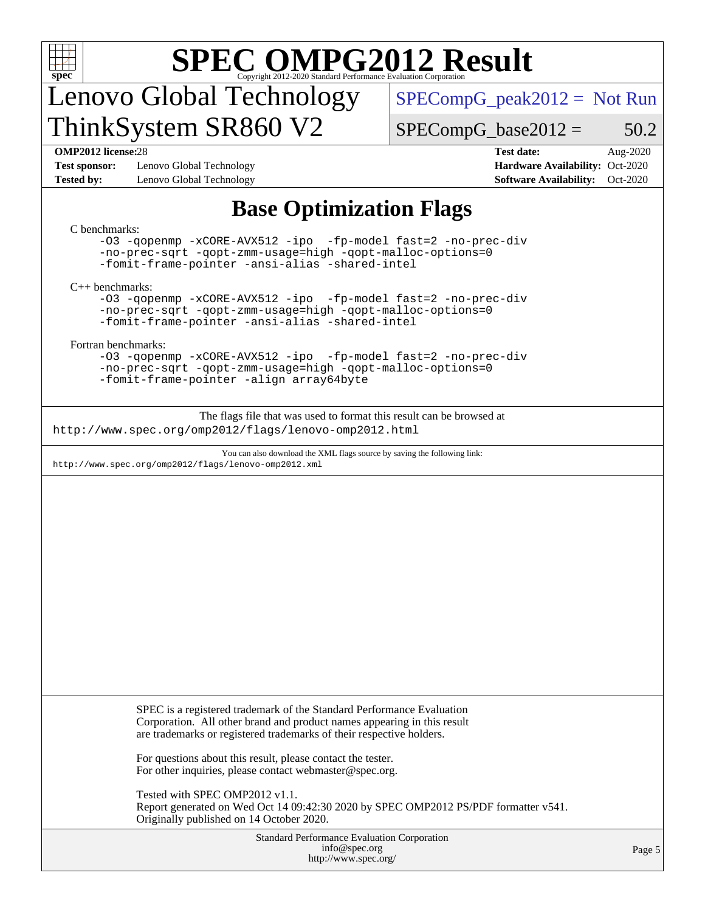# SPEC OMPG2012 Result

Copyright 2012-2020 Standard Performance Evaluation Corporation

Lenovo Global Technology
ThinkSystem SR860 V2

SPECompG_peak2012 = Not Run

SPECompG_base2012 = 50.2

**OMP2012 license:** 28
**Test sponsor:** Lenovo Global Technology
**Tested by:** Lenovo Global Technology

**Test date:** Aug-2020
**Hardware Availability:** Oct-2020
**Software Availability:** Oct-2020

## Base Optimization Flags

C benchmarks:

```
-O3 -qopenmp -xCORE-AVX512 -ipo  -fp-model fast=2 -no-prec-div
-no-prec-sqrt -qopt-zmm-usage=high -qopt-malloc-options=0
-fomit-frame-pointer -ansi-alias -shared-intel
```

C++ benchmarks:

```
-O3 -qopenmp -xCORE-AVX512 -ipo  -fp-model fast=2 -no-prec-div
-no-prec-sqrt -qopt-zmm-usage=high -qopt-malloc-options=0
-fomit-frame-pointer -ansi-alias -shared-intel
```

Fortran benchmarks:

```
-O3 -qopenmp -xCORE-AVX512 -ipo  -fp-model fast=2 -no-prec-div
-no-prec-sqrt -qopt-zmm-usage=high -qopt-malloc-options=0
-fomit-frame-pointer -align array64byte
```

The flags file that was used to format this result can be browsed at
http://www.spec.org/omp2012/flags/lenovo-omp2012.html

You can also download the XML flags source by saving the following link:
http://www.spec.org/omp2012/flags/lenovo-omp2012.xml

SPEC is a registered trademark of the Standard Performance Evaluation Corporation. All other brand and product names appearing in this result are trademarks or registered trademarks of their respective holders.

For questions about this result, please contact the tester.
For other inquiries, please contact webmaster@spec.org.

Tested with SPEC OMP2012 v1.1.
Report generated on Wed Oct 14 09:42:30 2020 by SPEC OMP2012 PS/PDF formatter v541.
Originally published on 14 October 2020.

Standard Performance Evaluation Corporation
info@spec.org
http://www.spec.org/